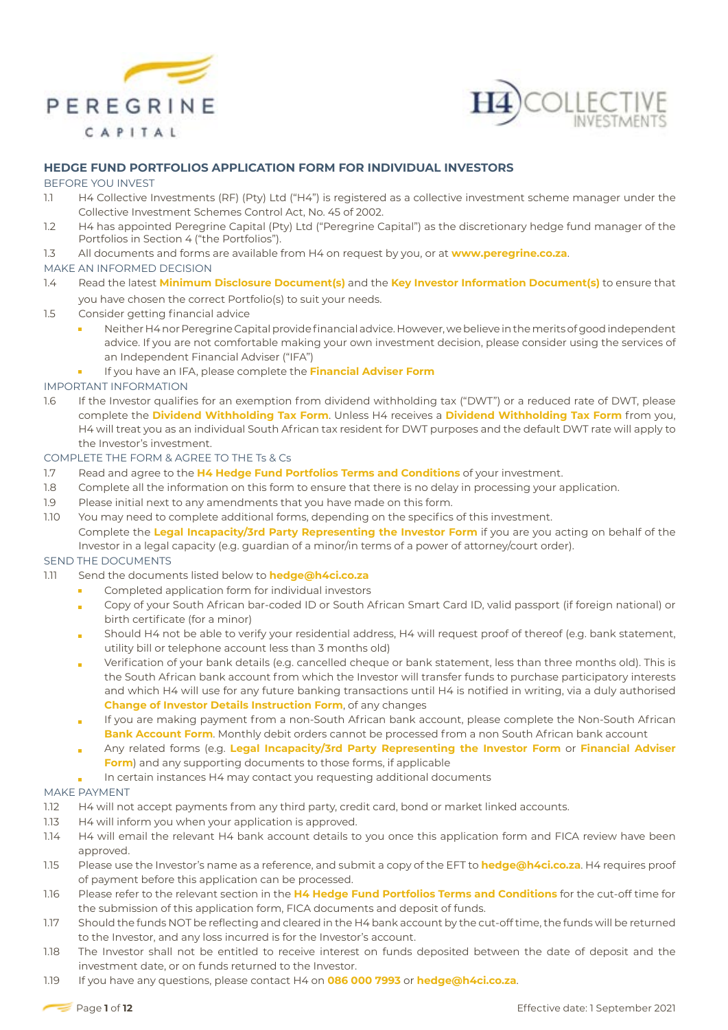# HEDGE FUND PORTFOLIOS APPLICATION FORM FOR INDIVIDUAL INVESTORS

## BEFORE YOU INVEST

1.1 H4 Collective Investments (RF) (Pty) Ltd ("H4") is registered as a collective investment scheme manager under the Collective Investment Schemes Control Act, No. 45 of 2002.

1.2 H4 has appointed Peregrine Capital (Pty) Ltd ("Peregrine Capital") as the discretionary hedge fund manager of the Portfolios in Section 4 ("the Portfolios").

1.3 All documents and forms are available from H4 on request by you, or at **www.peregrine.co.za**.

## MAKE AN INFORMED DECISION

1.4 Read the latest **Minimum Disclosure Document(s)** and the **Key Investor Information Document(s)** to ensure that you have chosen the correct Portfolio(s) to suit your needs.

1.5 Consider getting financial advice

- Neither H4 nor Peregrine Capital provide financial advice. However, we believe in the merits of good independent advice. If you are not comfortable making your own investment decision, please consider using the services of an Independent Financial Adviser ("IFA")
- If you have an IFA, please complete the **Financial Adviser Form**

## IMPORTANT INFORMATION

1.6 If the Investor qualifies for an exemption from dividend withholding tax ("DWT") or a reduced rate of DWT, please complete the **Dividend Withholding Tax Form**. Unless H4 receives a **Dividend Withholding Tax Form** from you, H4 will treat you as an individual South African tax resident for DWT purposes and the default DWT rate will apply to the Investor's investment.

## COMPLETE THE FORM & AGREE TO THE Ts & Cs

1.7 Read and agree to the **H4 Hedge Fund Portfolios Terms and Conditions** of your investment.

1.8 Complete all the information on this form to ensure that there is no delay in processing your application.

1.9 Please initial next to any amendments that you have made on this form.

1.10 You may need to complete additional forms, depending on the specifics of this investment.
Complete the **Legal Incapacity/3rd Party Representing the Investor Form** if you are you acting on behalf of the Investor in a legal capacity (e.g. guardian of a minor/in terms of a power of attorney/court order).

## SEND THE DOCUMENTS

1.11 Send the documents listed below to **hedge@h4ci.co.za**

- Completed application form for individual investors
- Copy of your South African bar-coded ID or South African Smart Card ID, valid passport (if foreign national) or birth certificate (for a minor)
- Should H4 not be able to verify your residential address, H4 will request proof of thereof (e.g. bank statement, utility bill or telephone account less than 3 months old)
- Verification of your bank details (e.g. cancelled cheque or bank statement, less than three months old). This is the South African bank account from which the Investor will transfer funds to purchase participatory interests and which H4 will use for any future banking transactions until H4 is notified in writing, via a duly authorised **Change of Investor Details Instruction Form**, of any changes
- If you are making payment from a non-South African bank account, please complete the Non-South African **Bank Account Form**. Monthly debit orders cannot be processed from a non South African bank account
- Any related forms (e.g. **Legal Incapacity/3rd Party Representing the Investor Form** or **Financial Adviser Form**) and any supporting documents to those forms, if applicable
- In certain instances H4 may contact you requesting additional documents

## MAKE PAYMENT

1.12 H4 will not accept payments from any third party, credit card, bond or market linked accounts.

1.13 H4 will inform you when your application is approved.

1.14 H4 will email the relevant H4 bank account details to you once this application form and FICA review have been approved.

1.15 Please use the Investor's name as a reference, and submit a copy of the EFT to **hedge@h4ci.co.za**. H4 requires proof of payment before this application can be processed.

1.16 Please refer to the relevant section in the **H4 Hedge Fund Portfolios Terms and Conditions** for the cut-off time for the submission of this application form, FICA documents and proof of funds.

1.17 Should the funds NOT be reflecting and cleared in the H4 bank account by the cut-off time, the funds will be returned to the Investor, and any loss incurred is for the Investor's account.

1.18 The Investor shall not be entitled to receive interest on funds deposited between the date of deposit and the investment date, or on funds returned to the Investor.

1.19 If you have any questions, please contact H4 on **086 000 7993** or **hedge@h4ci.co.za**.

Effective date: 1 September 2021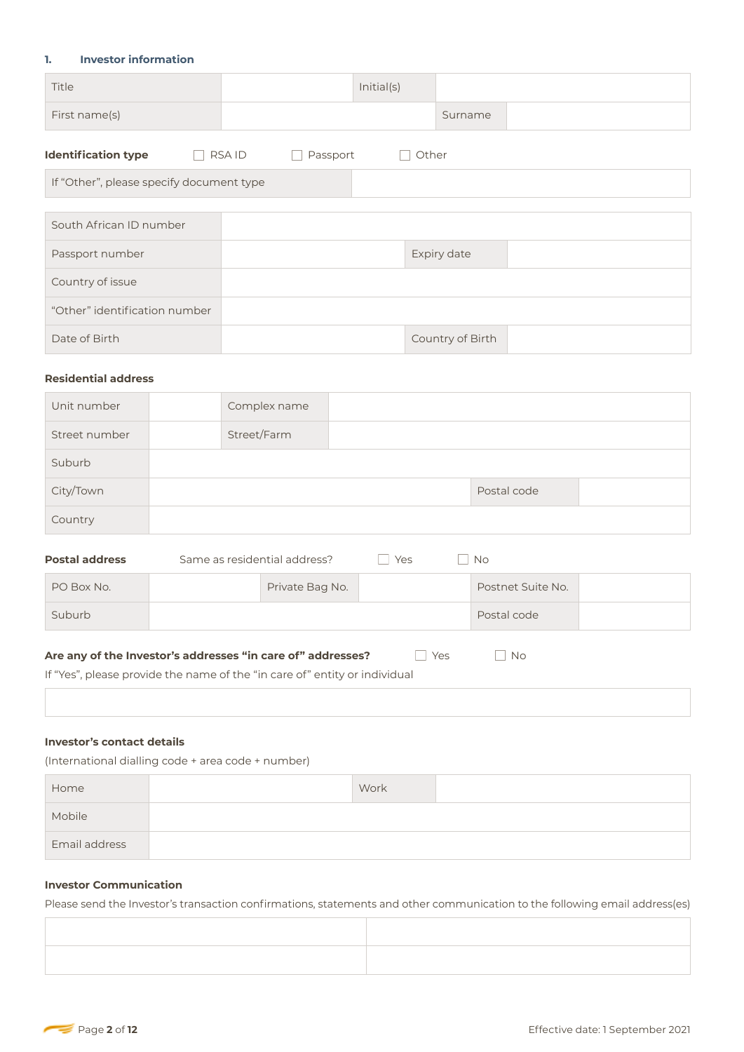## 1. Investor information

| Title | | Initial(s) | |
|---|---|---|---|
| First name(s) | | Surname | |

**Identification type** ☐ RSA ID ☐ Passport ☐ Other

| If "Other", please specify document type | |
|---|---|

| South African ID number | | | |
|---|---|---|---|
| Passport number | | Expiry date | |
| Country of issue | | | |
| "Other" identification number | | | |
| Date of Birth | | Country of Birth | |

### Residential address

| Unit number | | Complex name | | | |
|---|---|---|---|---|---|
| Street number | | Street/Farm | | | |
| Suburb | | | | | |
| City/Town | | | | Postal code | |
| Country | | | | | |

**Postal address** Same as residential address? ☐ Yes ☐ No

| PO Box No. | | Private Bag No. | | Postnet Suite No. | |
|---|---|---|---|---|---|
| Suburb | | | | Postal code | |

**Are any of the Investor's addresses "in care of" addresses?** ☐ Yes ☐ No

If "Yes", please provide the name of the "in care of" entity or individual

| |
|---|

### Investor's contact details

(International dialling code + area code + number)

| Home | | Work | |
|---|---|---|---|
| Mobile | | | |
| Email address | | | |

### Investor Communication

Please send the Investor's transaction confirmations, statements and other communication to the following email address(es)

| | |
|---|---|
| | |
| | |

Effective date: 1 September 2021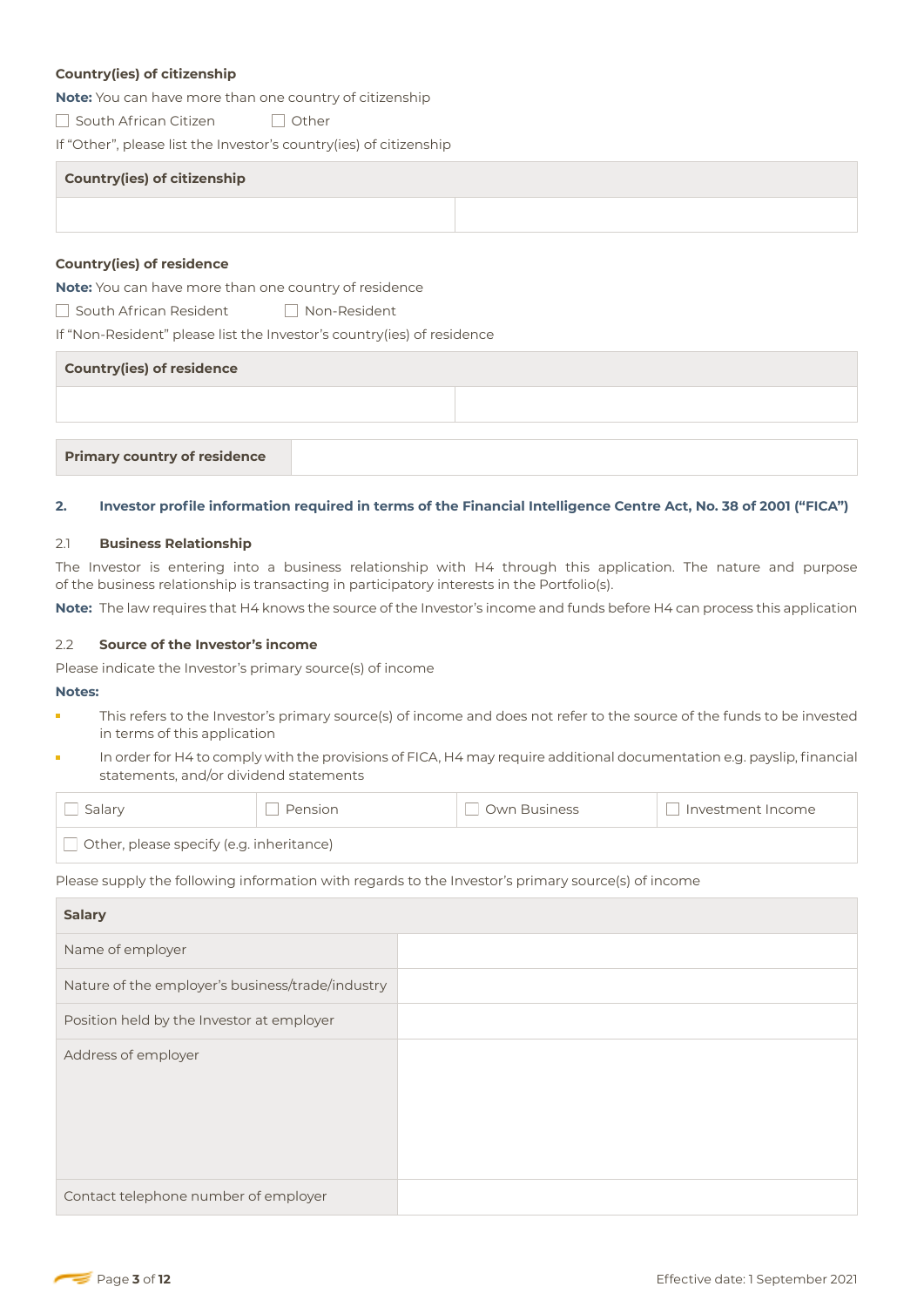**Country(ies) of citizenship**

**Note:** You can have more than one country of citizenship

☐ South African Citizen ☐ Other

If "Other", please list the Investor's country(ies) of citizenship

| Country(ies) of citizenship | |
|---|---|
| | |

**Country(ies) of residence**

**Note:** You can have more than one country of residence

☐ South African Resident ☐ Non-Resident

If "Non-Resident" please list the Investor's country(ies) of residence

| Country(ies) of residence | |
|---|---|
| | |

| Primary country of residence | |
|---|---|

## 2. Investor profile information required in terms of the Financial Intelligence Centre Act, No. 38 of 2001 ("FICA")

### 2.1 Business Relationship

The Investor is entering into a business relationship with H4 through this application. The nature and purpose of the business relationship is transacting in participatory interests in the Portfolio(s).

**Note:** The law requires that H4 knows the source of the Investor's income and funds before H4 can process this application

### 2.2 Source of the Investor's income

Please indicate the Investor's primary source(s) of income

**Notes:**

- This refers to the Investor's primary source(s) of income and does not refer to the source of the funds to be invested in terms of this application
- In order for H4 to comply with the provisions of FICA, H4 may require additional documentation e.g. payslip, financial statements, and/or dividend statements

| ☐ Salary | ☐ Pension | ☐ Own Business | ☐ Investment Income |
|---|---|---|---|
| ☐ Other, please specify (e.g. inheritance) | | | |

Please supply the following information with regards to the Investor's primary source(s) of income

| Salary | |
|---|---|
| Name of employer | |
| Nature of the employer's business/trade/industry | |
| Position held by the Investor at employer | |
| Address of employer | |
| Contact telephone number of employer | |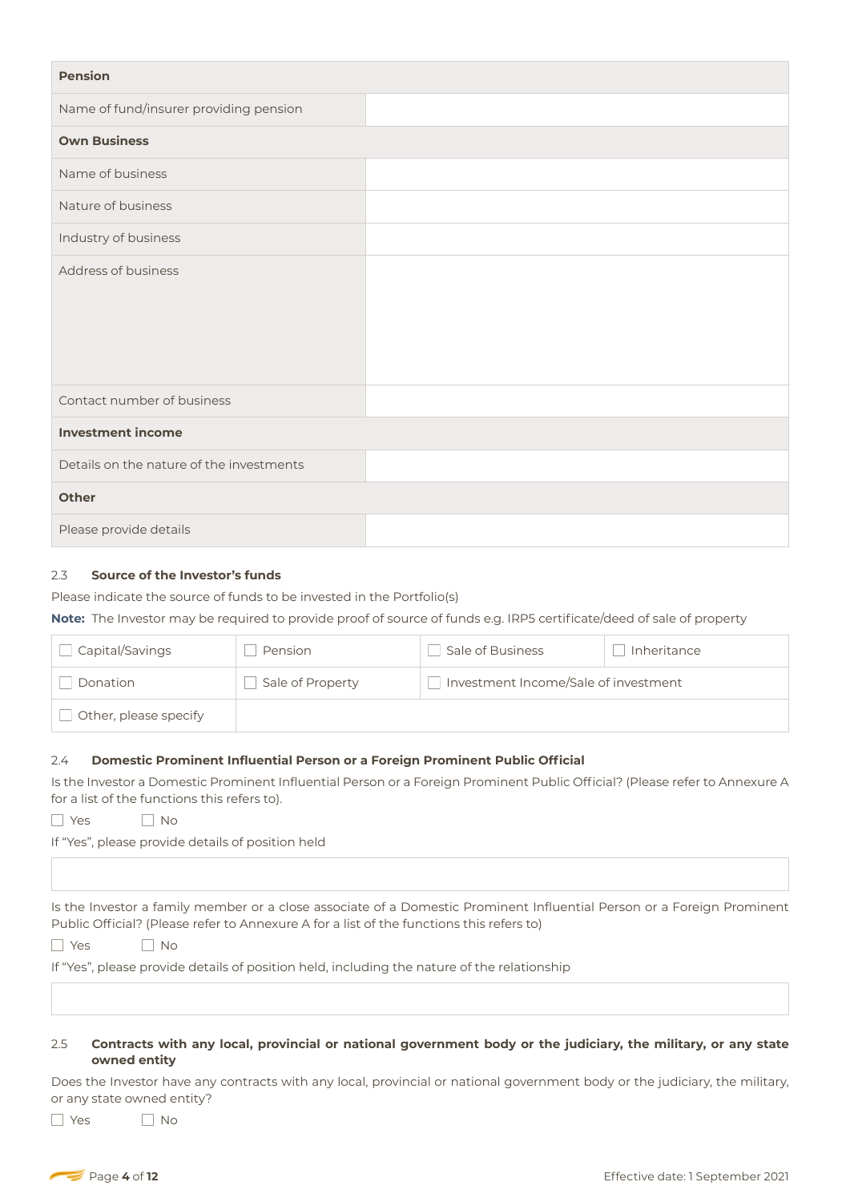| Pension | |
|---|---|
| Name of fund/insurer providing pension | |
| **Own Business** | |
| Name of business | |
| Nature of business | |
| Industry of business | |
| Address of business | |
| Contact number of business | |
| **Investment income** | |
| Details on the nature of the investments | |
| **Other** | |
| Please provide details | |

### 2.3 Source of the Investor's funds

Please indicate the source of funds to be invested in the Portfolio(s)

**Note:** The Investor may be required to provide proof of source of funds e.g. IRP5 certificate/deed of sale of property

| | | | |
|---|---|---|---|
| ☐ Capital/Savings | ☐ Pension | ☐ Sale of Business | ☐ Inheritance |
| ☐ Donation | ☐ Sale of Property | ☐ Investment Income/Sale of investment | |
| ☐ Other, please specify | | | |

### 2.4 Domestic Prominent Influential Person or a Foreign Prominent Public Official

Is the Investor a Domestic Prominent Influential Person or a Foreign Prominent Public Official? (Please refer to Annexure A for a list of the functions this refers to).

☐ Yes ☐ No

If "Yes", please provide details of position held

| |
|---|
| |

Is the Investor a family member or a close associate of a Domestic Prominent Influential Person or a Foreign Prominent Public Official? (Please refer to Annexure A for a list of the functions this refers to)

☐ Yes ☐ No

If "Yes", please provide details of position held, including the nature of the relationship

| |
|---|
| |

### 2.5 Contracts with any local, provincial or national government body or the judiciary, the military, or any state owned entity

Does the Investor have any contracts with any local, provincial or national government body or the judiciary, the military, or any state owned entity?

☐ Yes ☐ No

Effective date: 1 September 2021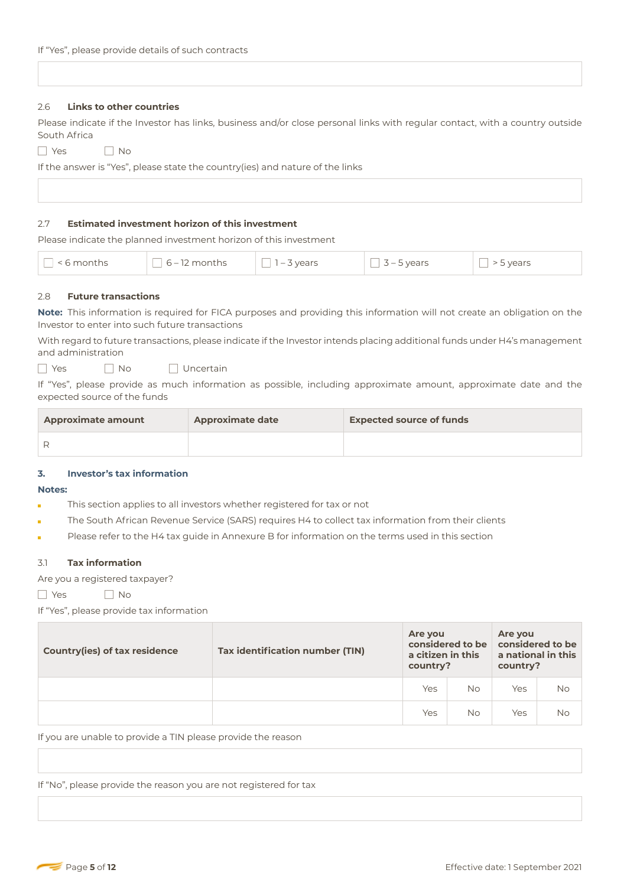If "Yes", please provide details of such contracts

| |
|---|
| |

### 2.6 Links to other countries

Please indicate if the Investor has links, business and/or close personal links with regular contact, with a country outside South Africa

☐ Yes ☐ No

If the answer is "Yes", please state the country(ies) and nature of the links

| |
|---|
| |

### 2.7 Estimated investment horizon of this investment

Please indicate the planned investment horizon of this investment

| ☐ < 6 months | ☐ 6 – 12 months | ☐ 1 – 3 years | ☐ 3 – 5 years | ☐ > 5 years |
|---|---|---|---|---|

### 2.8 Future transactions

**Note:** This information is required for FICA purposes and providing this information will not create an obligation on the Investor to enter into such future transactions

With regard to future transactions, please indicate if the Investor intends placing additional funds under H4's management and administration

☐ Yes ☐ No ☐ Uncertain

If "Yes", please provide as much information as possible, including approximate amount, approximate date and the expected source of the funds

| Approximate amount | Approximate date | Expected source of funds |
|---|---|---|
| R | | |

## 3. Investor's tax information

**Notes:**

- This section applies to all investors whether registered for tax or not
- The South African Revenue Service (SARS) requires H4 to collect tax information from their clients
- Please refer to the H4 tax guide in Annexure B for information on the terms used in this section

### 3.1 Tax information

Are you a registered taxpayer?

☐ Yes ☐ No

If "Yes", please provide tax information

| Country(ies) of tax residence | Tax identification number (TIN) | Are you considered to be a citizen in this country? | | Are you considered to be a national in this country? | |
|---|---|---|---|---|---|
| | | Yes | No | Yes | No |
| | | Yes | No | Yes | No |

If you are unable to provide a TIN please provide the reason

| |
|---|
| |

If "No", please provide the reason you are not registered for tax

| |
|---|
| |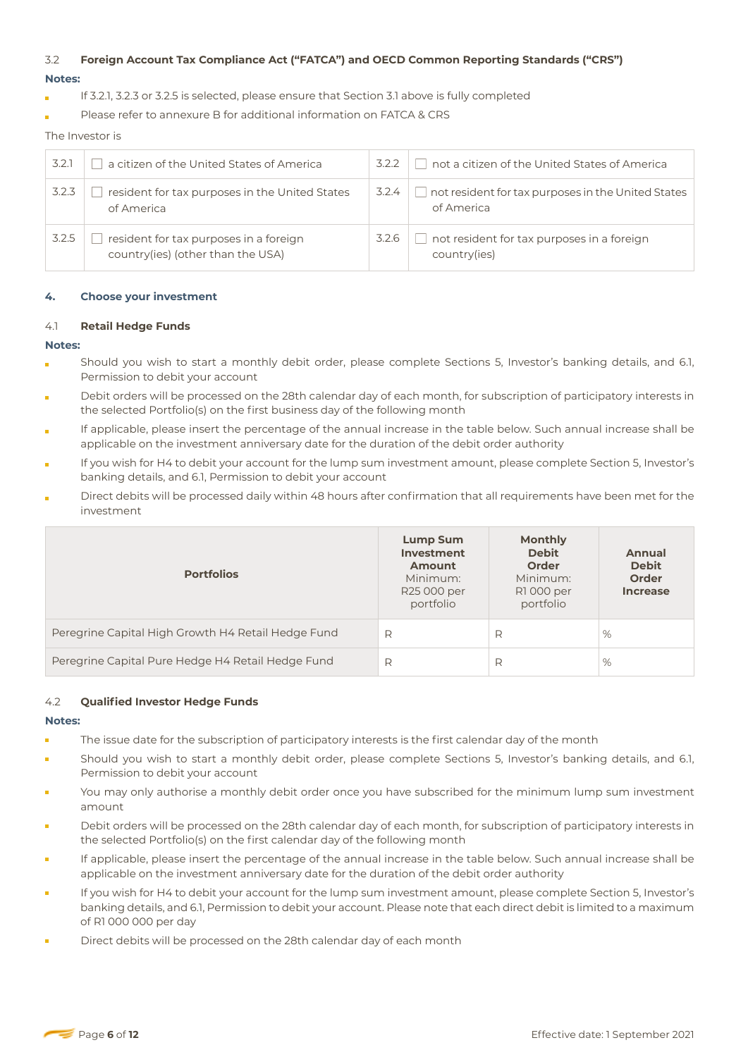### 3.2 Foreign Account Tax Compliance Act ("FATCA") and OECD Common Reporting Standards ("CRS")

**Notes:**

- If 3.2.1, 3.2.3 or 3.2.5 is selected, please ensure that Section 3.1 above is fully completed
- Please refer to annexure B for additional information on FATCA & CRS

The Investor is

| | | | |
|---|---|---|---|
| 3.2.1 | ☐ a citizen of the United States of America | 3.2.2 | ☐ not a citizen of the United States of America |
| 3.2.3 | ☐ resident for tax purposes in the United States of America | 3.2.4 | ☐ not resident for tax purposes in the United States of America |
| 3.2.5 | ☐ resident for tax purposes in a foreign country(ies) (other than the USA) | 3.2.6 | ☐ not resident for tax purposes in a foreign country(ies) |

## 4. Choose your investment

### 4.1 Retail Hedge Funds

**Notes:**

- Should you wish to start a monthly debit order, please complete Sections 5, Investor's banking details, and 6.1, Permission to debit your account
- Debit orders will be processed on the 28th calendar day of each month, for subscription of participatory interests in the selected Portfolio(s) on the first business day of the following month
- If applicable, please insert the percentage of the annual increase in the table below. Such annual increase shall be applicable on the investment anniversary date for the duration of the debit order authority
- If you wish for H4 to debit your account for the lump sum investment amount, please complete Section 5, Investor's banking details, and 6.1, Permission to debit your account
- Direct debits will be processed daily within 48 hours after confirmation that all requirements have been met for the investment

| Portfolios | **Lump Sum Investment Amount** Minimum: R25 000 per portfolio | **Monthly Debit Order** Minimum: R1 000 per portfolio | **Annual Debit Order Increase** |
|---|---|---|---|
| Peregrine Capital High Growth H4 Retail Hedge Fund | R | R | % |
| Peregrine Capital Pure Hedge H4 Retail Hedge Fund | R | R | % |

### 4.2 Qualified Investor Hedge Funds

**Notes:**

- The issue date for the subscription of participatory interests is the first calendar day of the month
- Should you wish to start a monthly debit order, please complete Sections 5, Investor's banking details, and 6.1, Permission to debit your account
- You may only authorise a monthly debit order once you have subscribed for the minimum lump sum investment amount
- Debit orders will be processed on the 28th calendar day of each month, for subscription of participatory interests in the selected Portfolio(s) on the first calendar day of the following month
- If applicable, please insert the percentage of the annual increase in the table below. Such annual increase shall be applicable on the investment anniversary date for the duration of the debit order authority
- If you wish for H4 to debit your account for the lump sum investment amount, please complete Section 5, Investor's banking details, and 6.1, Permission to debit your account. Please note that each direct debit is limited to a maximum of R1 000 000 per day
- Direct debits will be processed on the 28th calendar day of each month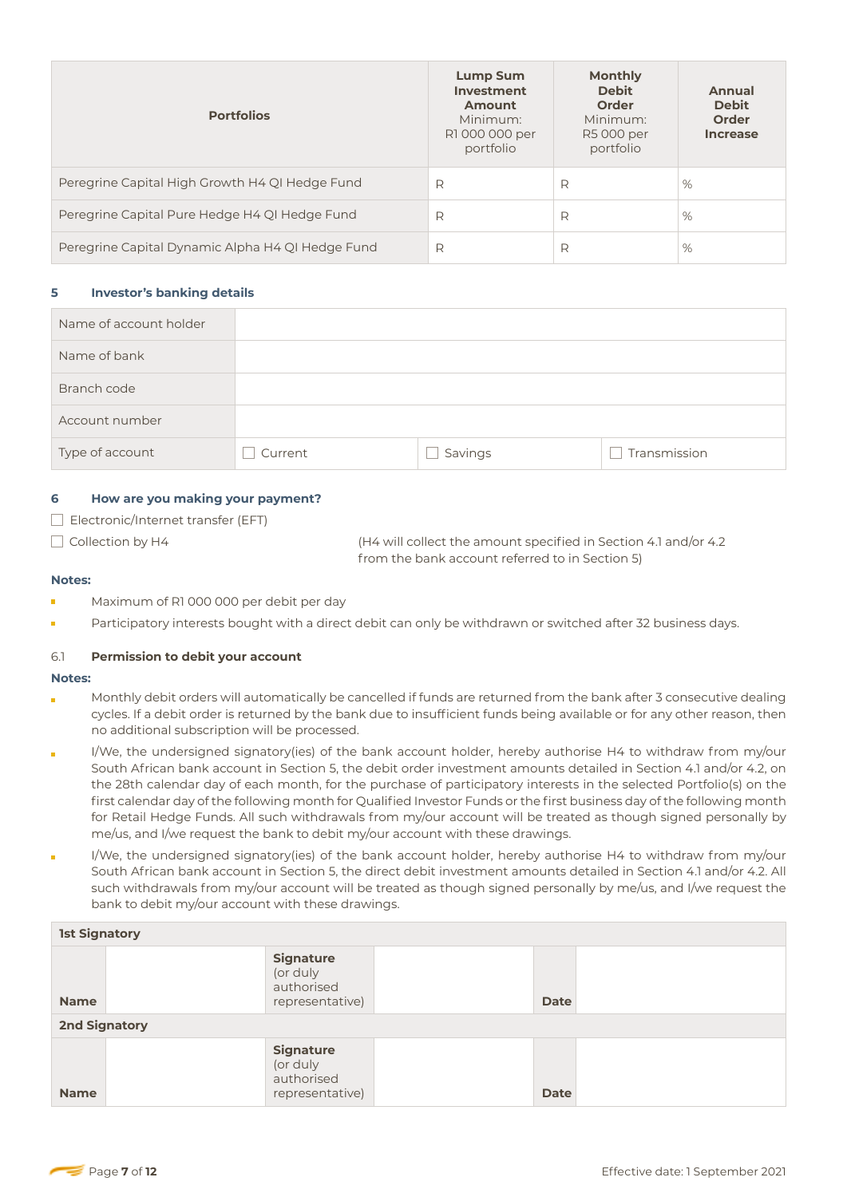| Portfolios | Lump Sum Investment Amount Minimum: R1 000 000 per portfolio | Monthly Debit Order Minimum: R5 000 per portfolio | Annual Debit Order Increase |
|---|---|---|---|
| Peregrine Capital High Growth H4 QI Hedge Fund | R | R | % |
| Peregrine Capital Pure Hedge H4 QI Hedge Fund | R | R | % |
| Peregrine Capital Dynamic Alpha H4 QI Hedge Fund | R | R | % |

## 5 Investor's banking details

| Name of account holder | | | |
|---|---|---|---|
| Name of bank | | | |
| Branch code | | | |
| Account number | | | |
| Type of account | ☐ Current | ☐ Savings | ☐ Transmission |

## 6 How are you making your payment?

☐ Electronic/Internet transfer (EFT)

☐ Collection by H4 (H4 will collect the amount specified in Section 4.1 and/or 4.2 from the bank account referred to in Section 5)

**Notes:**

- Maximum of R1 000 000 per debit per day
- Participatory interests bought with a direct debit can only be withdrawn or switched after 32 business days.

### 6.1 Permission to debit your account

**Notes:**

- Monthly debit orders will automatically be cancelled if funds are returned from the bank after 3 consecutive dealing cycles. If a debit order is returned by the bank due to insufficient funds being available or for any other reason, then no additional subscription will be processed.
- I/We, the undersigned signatory(ies) of the bank account holder, hereby authorise H4 to withdraw from my/our South African bank account in Section 5, the debit order investment amounts detailed in Section 4.1 and/or 4.2, on the 28th calendar day of each month, for the purchase of participatory interests in the selected Portfolio(s) on the first calendar day of the following month for Qualified Investor Funds or the first business day of the following month for Retail Hedge Funds. All such withdrawals from my/our account will be treated as though signed personally by me/us, and I/we request the bank to debit my/our account with these drawings.
- I/We, the undersigned signatory(ies) of the bank account holder, hereby authorise H4 to withdraw from my/our South African bank account in Section 5, the direct debit investment amounts detailed in Section 4.1 and/or 4.2. All such withdrawals from my/our account will be treated as though signed personally by me/us, and I/we request the bank to debit my/our account with these drawings.

| 1st Signatory | | | | | |
|---|---|---|---|---|---|
| **Name** | | **Signature** (or duly authorised representative) | | **Date** | |
| **2nd Signatory** | | | | | |
| **Name** | | **Signature** (or duly authorised representative) | | **Date** | |

Effective date: 1 September 2021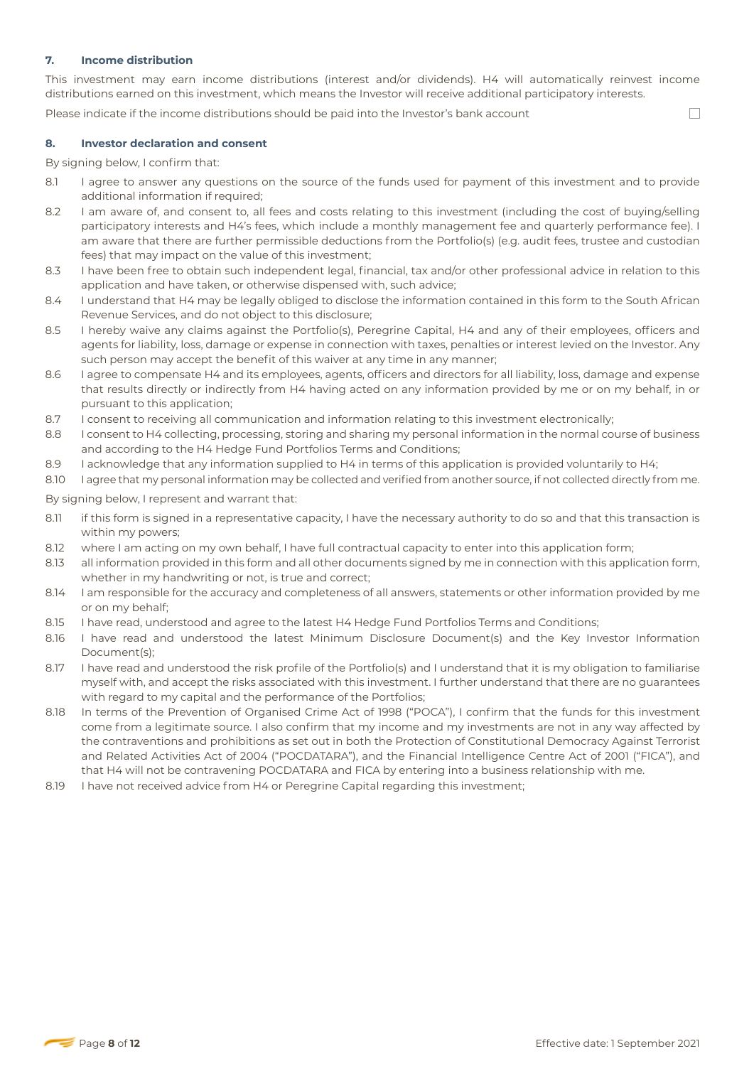## 7. Income distribution

This investment may earn income distributions (interest and/or dividends). H4 will automatically reinvest income distributions earned on this investment, which means the Investor will receive additional participatory interests.

Please indicate if the income distributions should be paid into the Investor's bank account ☐

## 8. Investor declaration and consent

By signing below, I confirm that:

8.1 I agree to answer any questions on the source of the funds used for payment of this investment and to provide additional information if required;

8.2 I am aware of, and consent to, all fees and costs relating to this investment (including the cost of buying/selling participatory interests and H4's fees, which include a monthly management fee and quarterly performance fee). I am aware that there are further permissible deductions from the Portfolio(s) (e.g. audit fees, trustee and custodian fees) that may impact on the value of this investment;

8.3 I have been free to obtain such independent legal, financial, tax and/or other professional advice in relation to this application and have taken, or otherwise dispensed with, such advice;

8.4 I understand that H4 may be legally obliged to disclose the information contained in this form to the South African Revenue Services, and do not object to this disclosure;

8.5 I hereby waive any claims against the Portfolio(s), Peregrine Capital, H4 and any of their employees, officers and agents for liability, loss, damage or expense in connection with taxes, penalties or interest levied on the Investor. Any such person may accept the benefit of this waiver at any time in any manner;

8.6 I agree to compensate H4 and its employees, agents, officers and directors for all liability, loss, damage and expense that results directly or indirectly from H4 having acted on any information provided by me or on my behalf, in or pursuant to this application;

8.7 I consent to receiving all communication and information relating to this investment electronically;

8.8 I consent to H4 collecting, processing, storing and sharing my personal information in the normal course of business and according to the H4 Hedge Fund Portfolios Terms and Conditions;

8.9 I acknowledge that any information supplied to H4 in terms of this application is provided voluntarily to H4;

8.10 I agree that my personal information may be collected and verified from another source, if not collected directly from me.

By signing below, I represent and warrant that:

8.11 if this form is signed in a representative capacity, I have the necessary authority to do so and that this transaction is within my powers;

8.12 where I am acting on my own behalf, I have full contractual capacity to enter into this application form;

8.13 all information provided in this form and all other documents signed by me in connection with this application form, whether in my handwriting or not, is true and correct;

8.14 I am responsible for the accuracy and completeness of all answers, statements or other information provided by me or on my behalf;

8.15 I have read, understood and agree to the latest H4 Hedge Fund Portfolios Terms and Conditions;

8.16 I have read and understood the latest Minimum Disclosure Document(s) and the Key Investor Information Document(s);

8.17 I have read and understood the risk profile of the Portfolio(s) and I understand that it is my obligation to familiarise myself with, and accept the risks associated with this investment. I further understand that there are no guarantees with regard to my capital and the performance of the Portfolios;

8.18 In terms of the Prevention of Organised Crime Act of 1998 ("POCA"), I confirm that the funds for this investment come from a legitimate source. I also confirm that my income and my investments are not in any way affected by the contraventions and prohibitions as set out in both the Protection of Constitutional Democracy Against Terrorist and Related Activities Act of 2004 ("POCDATARA"), and the Financial Intelligence Centre Act of 2001 ("FICA"), and that H4 will not be contravening POCDATARA and FICA by entering into a business relationship with me.

8.19 I have not received advice from H4 or Peregrine Capital regarding this investment;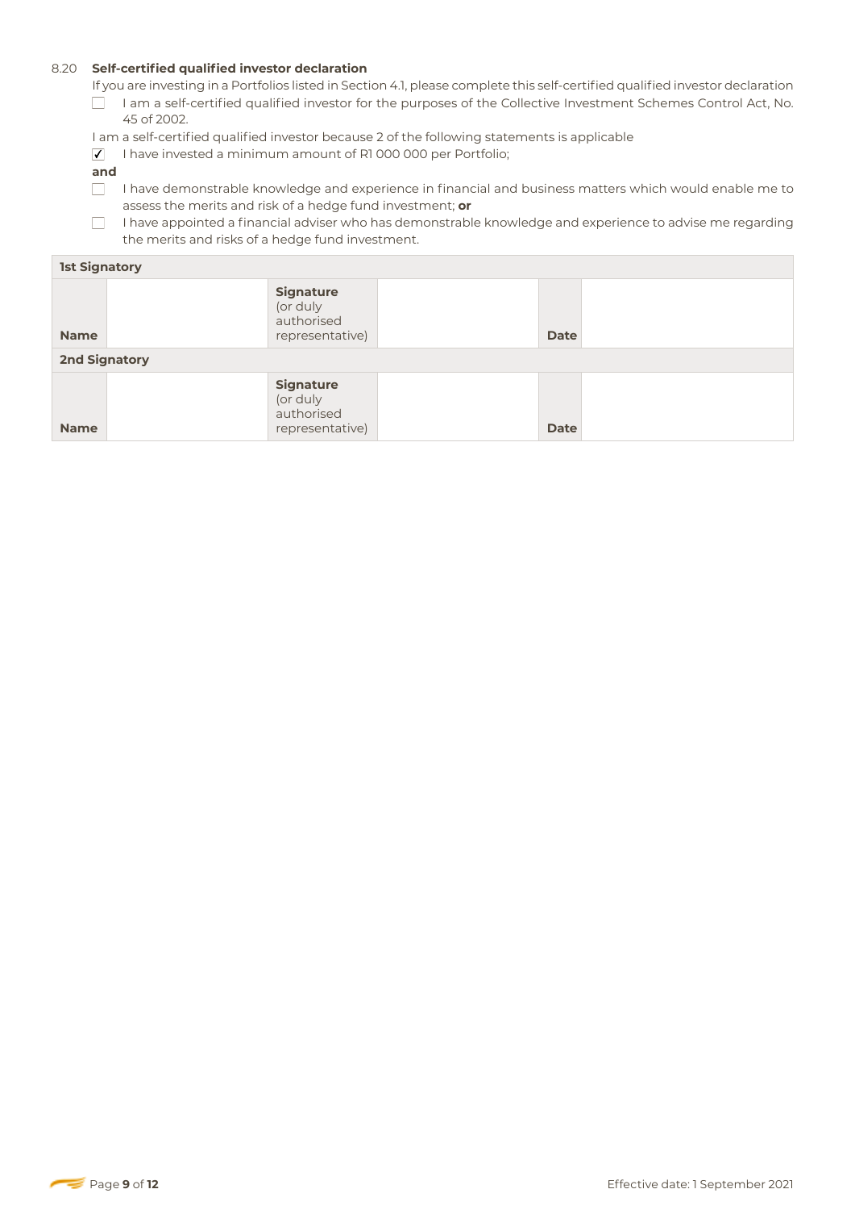### 8.20 Self-certified qualified investor declaration

If you are investing in a Portfolios listed in Section 4.1, please complete this self-certified qualified investor declaration

- ☐ I am a self-certified qualified investor for the purposes of the Collective Investment Schemes Control Act, No. 45 of 2002.

I am a self-certified qualified investor because 2 of the following statements is applicable

- ☑ I have invested a minimum amount of R1 000 000 per Portfolio;

**and**

- ☐ I have demonstrable knowledge and experience in financial and business matters which would enable me to assess the merits and risk of a hedge fund investment; **or**
- ☐ I have appointed a financial adviser who has demonstrable knowledge and experience to advise me regarding the merits and risks of a hedge fund investment.

| **1st Signatory** | | | | | |
|---|---|---|---|---|---|
| **Name** | | **Signature** (or duly authorised representative) | | **Date** | |
| **2nd Signatory** | | | | | |
| **Name** | | **Signature** (or duly authorised representative) | | **Date** | |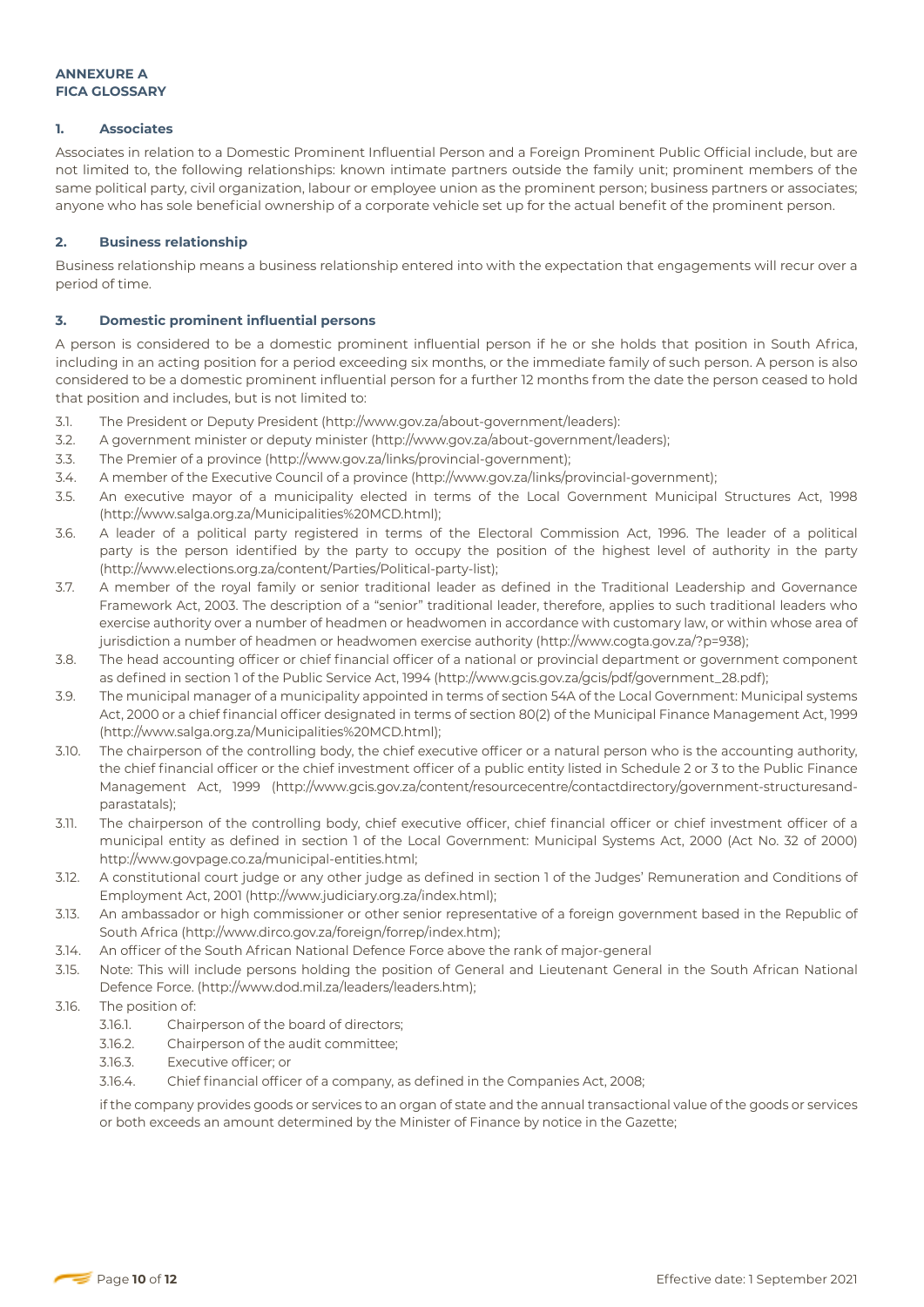**ANNEXURE A**
**FICA GLOSSARY**

### 1. Associates

Associates in relation to a Domestic Prominent Influential Person and a Foreign Prominent Public Official include, but are not limited to, the following relationships: known intimate partners outside the family unit; prominent members of the same political party, civil organization, labour or employee union as the prominent person; business partners or associates; anyone who has sole beneficial ownership of a corporate vehicle set up for the actual benefit of the prominent person.

### 2. Business relationship

Business relationship means a business relationship entered into with the expectation that engagements will recur over a period of time.

### 3. Domestic prominent influential persons

A person is considered to be a domestic prominent influential person if he or she holds that position in South Africa, including in an acting position for a period exceeding six months, or the immediate family of such person. A person is also considered to be a domestic prominent influential person for a further 12 months from the date the person ceased to hold that position and includes, but is not limited to:

3.1. The President or Deputy President (http://www.gov.za/about-government/leaders):

3.2. A government minister or deputy minister (http://www.gov.za/about-government/leaders);

3.3. The Premier of a province (http://www.gov.za/links/provincial-government);

3.4. A member of the Executive Council of a province (http://www.gov.za/links/provincial-government);

3.5. An executive mayor of a municipality elected in terms of the Local Government Municipal Structures Act, 1998 (http://www.salga.org.za/Municipalities%20MCD.html);

3.6. A leader of a political party registered in terms of the Electoral Commission Act, 1996. The leader of a political party is the person identified by the party to occupy the position of the highest level of authority in the party (http://www.elections.org.za/content/Parties/Political-party-list);

3.7. A member of the royal family or senior traditional leader as defined in the Traditional Leadership and Governance Framework Act, 2003. The description of a "senior" traditional leader, therefore, applies to such traditional leaders who exercise authority over a number of headmen or headwomen in accordance with customary law, or within whose area of jurisdiction a number of headmen or headwomen exercise authority (http://www.cogta.gov.za/?p=938);

3.8. The head accounting officer or chief financial officer of a national or provincial department or government component as defined in section 1 of the Public Service Act, 1994 (http://www.gcis.gov.za/gcis/pdf/government_28.pdf);

3.9. The municipal manager of a municipality appointed in terms of section 54A of the Local Government: Municipal systems Act, 2000 or a chief financial officer designated in terms of section 80(2) of the Municipal Finance Management Act, 1999 (http://www.salga.org.za/Municipalities%20MCD.html);

3.10. The chairperson of the controlling body, the chief executive officer or a natural person who is the accounting authority, the chief financial officer or the chief investment officer of a public entity listed in Schedule 2 or 3 to the Public Finance Management Act, 1999 (http://www.gcis.gov.za/content/resourcecentre/contactdirectory/government-structuresand-parastatals);

3.11. The chairperson of the controlling body, chief executive officer, chief financial officer or chief investment officer of a municipal entity as defined in section 1 of the Local Government: Municipal Systems Act, 2000 (Act No. 32 of 2000) http://www.govpage.co.za/municipal-entities.html;

3.12. A constitutional court judge or any other judge as defined in section 1 of the Judges' Remuneration and Conditions of Employment Act, 2001 (http://www.judiciary.org.za/index.html);

3.13. An ambassador or high commissioner or other senior representative of a foreign government based in the Republic of South Africa (http://www.dirco.gov.za/foreign/forrep/index.htm);

3.14. An officer of the South African National Defence Force above the rank of major-general

3.15. Note: This will include persons holding the position of General and Lieutenant General in the South African National Defence Force. (http://www.dod.mil.za/leaders/leaders.htm);

3.16. The position of:

- 3.16.1. Chairperson of the board of directors;
- 3.16.2. Chairperson of the audit committee;
- 3.16.3. Executive officer; or
- 3.16.4. Chief financial officer of a company, as defined in the Companies Act, 2008;

if the company provides goods or services to an organ of state and the annual transactional value of the goods or services or both exceeds an amount determined by the Minister of Finance by notice in the Gazette;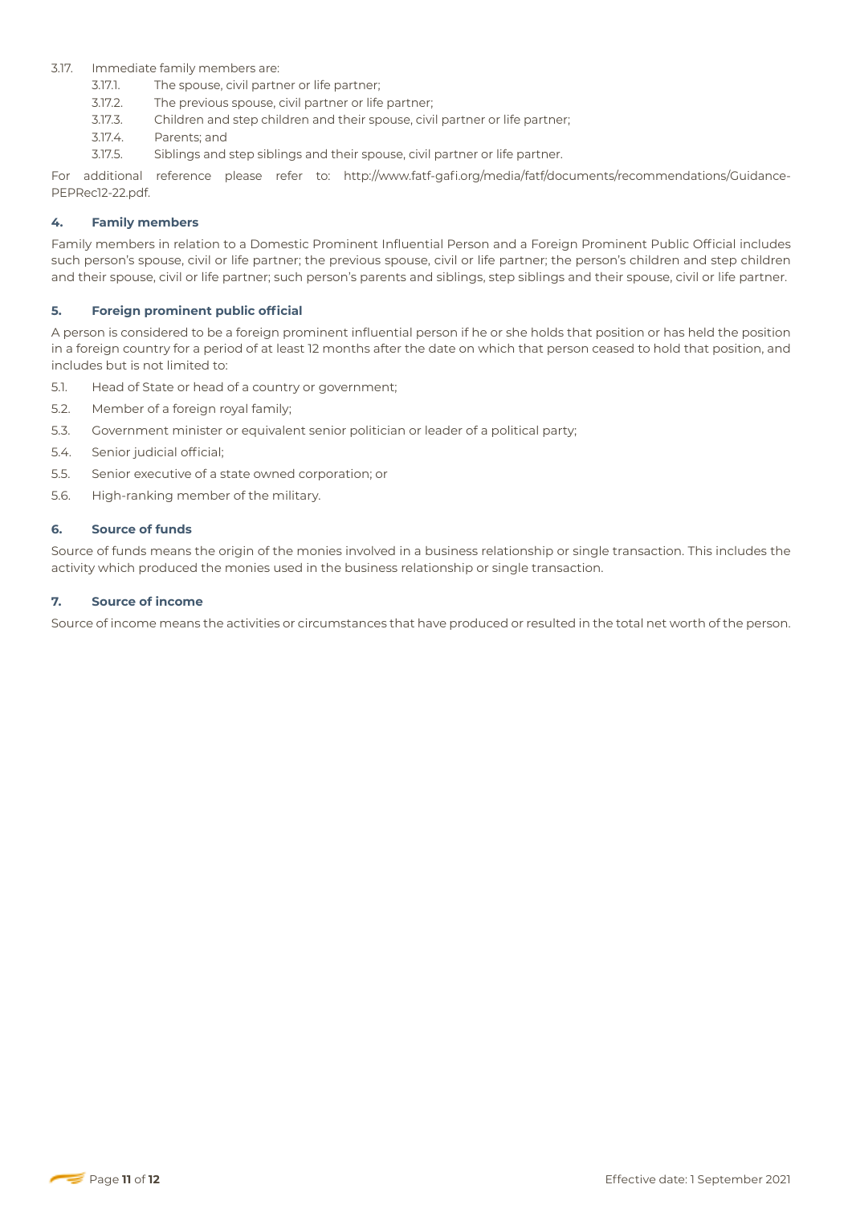3.17. Immediate family members are:

- 3.17.1. The spouse, civil partner or life partner;
- 3.17.2. The previous spouse, civil partner or life partner;
- 3.17.3. Children and step children and their spouse, civil partner or life partner;
- 3.17.4. Parents; and
- 3.17.5. Siblings and step siblings and their spouse, civil partner or life partner.

For additional reference please refer to: http://www.fatf-gafi.org/media/fatf/documents/recommendations/Guidance-PEPRec12-22.pdf.

### 4. Family members

Family members in relation to a Domestic Prominent Influential Person and a Foreign Prominent Public Official includes such person's spouse, civil or life partner; the previous spouse, civil or life partner; the person's children and step children and their spouse, civil or life partner; such person's parents and siblings, step siblings and their spouse, civil or life partner.

### 5. Foreign prominent public official

A person is considered to be a foreign prominent influential person if he or she holds that position or has held the position in a foreign country for a period of at least 12 months after the date on which that person ceased to hold that position, and includes but is not limited to:

- 5.1. Head of State or head of a country or government;
- 5.2. Member of a foreign royal family;
- 5.3. Government minister or equivalent senior politician or leader of a political party;
- 5.4. Senior judicial official;
- 5.5. Senior executive of a state owned corporation; or
- 5.6. High-ranking member of the military.

### 6. Source of funds

Source of funds means the origin of the monies involved in a business relationship or single transaction. This includes the activity which produced the monies used in the business relationship or single transaction.

### 7. Source of income

Source of income means the activities or circumstances that have produced or resulted in the total net worth of the person.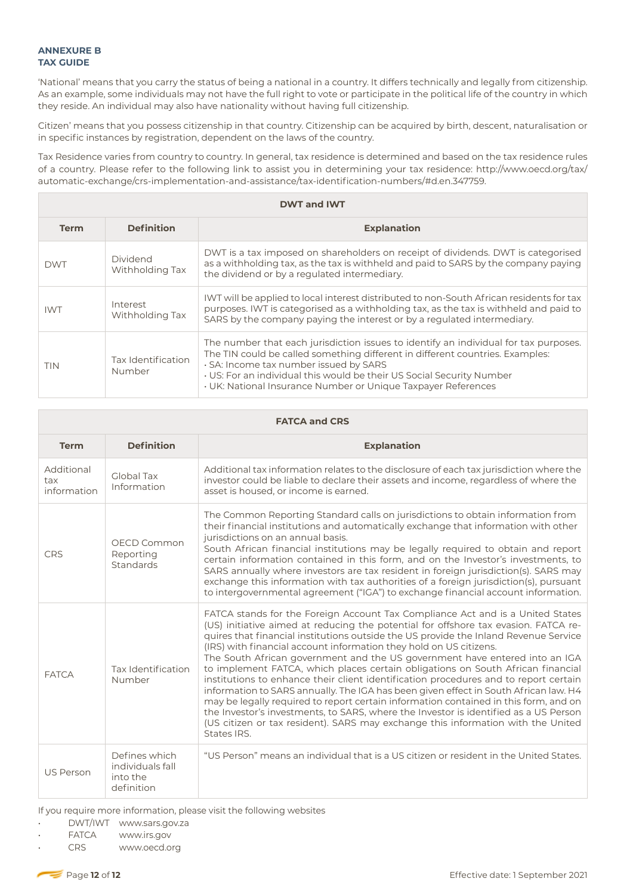**ANNEXURE B**
**TAX GUIDE**

'National' means that you carry the status of being a national in a country. It differs technically and legally from citizenship. As an example, some individuals may not have the full right to vote or participate in the political life of the country in which they reside. An individual may also have nationality without having full citizenship.

Citizen' means that you possess citizenship in that country. Citizenship can be acquired by birth, descent, naturalisation or in specific instances by registration, dependent on the laws of the country.

Tax Residence varies from country to country. In general, tax residence is determined and based on the tax residence rules of a country. Please refer to the following link to assist you in determining your tax residence: http://www.oecd.org/tax/automatic-exchange/crs-implementation-and-assistance/tax-identification-numbers/#d.en.347759.

| DWT and IWT | | |
|---|---|---|
| **Term** | **Definition** | **Explanation** |
| DWT | Dividend Withholding Tax | DWT is a tax imposed on shareholders on receipt of dividends. DWT is categorised as a withholding tax, as the tax is withheld and paid to SARS by the company paying the dividend or by a regulated intermediary. |
| IWT | Interest Withholding Tax | IWT will be applied to local interest distributed to non-South African residents for tax purposes. IWT is categorised as a withholding tax, as the tax is withheld and paid to SARS by the company paying the interest or by a regulated intermediary. |
| TIN | Tax Identification Number | The number that each jurisdiction issues to identify an individual for tax purposes. The TIN could be called something different in different countries. Examples:<br>· SA: Income tax number issued by SARS<br>· US: For an individual this would be their US Social Security Number<br>· UK: National Insurance Number or Unique Taxpayer References |

| FATCA and CRS | | |
|---|---|---|
| **Term** | **Definition** | **Explanation** |
| Additional tax information | Global Tax Information | Additional tax information relates to the disclosure of each tax jurisdiction where the investor could be liable to declare their assets and income, regardless of where the asset is housed, or income is earned. |
| CRS | OECD Common Reporting Standards | The Common Reporting Standard calls on jurisdictions to obtain information from their financial institutions and automatically exchange that information with other jurisdictions on an annual basis.<br>South African financial institutions may be legally required to obtain and report certain information contained in this form, and on the Investor's investments, to SARS annually where investors are tax resident in foreign jurisdiction(s). SARS may exchange this information with tax authorities of a foreign jurisdiction(s), pursuant to intergovernmental agreement ("IGA") to exchange financial account information. |
| FATCA | Tax Identification Number | FATCA stands for the Foreign Account Tax Compliance Act and is a United States (US) initiative aimed at reducing the potential for offshore tax evasion. FATCA requires that financial institutions outside the US provide the Inland Revenue Service (IRS) with financial account information they hold on US citizens.<br>The South African government and the US government have entered into an IGA to implement FATCA, which places certain obligations on South African financial institutions to enhance their client identification procedures and to report certain information to SARS annually. The IGA has been given effect in South African law. H4 may be legally required to report certain information contained in this form, and on the Investor's investments, to SARS, where the Investor is identified as a US Person (US citizen or tax resident). SARS may exchange this information with the United States IRS. |
| US Person | Defines which individuals fall into the definition | "US Person" means an individual that is a US citizen or resident in the United States. |

If you require more information, please visit the following websites

- DWT/IWT www.sars.gov.za
- FATCA www.irs.gov
- CRS www.oecd.org

Effective date: 1 September 2021